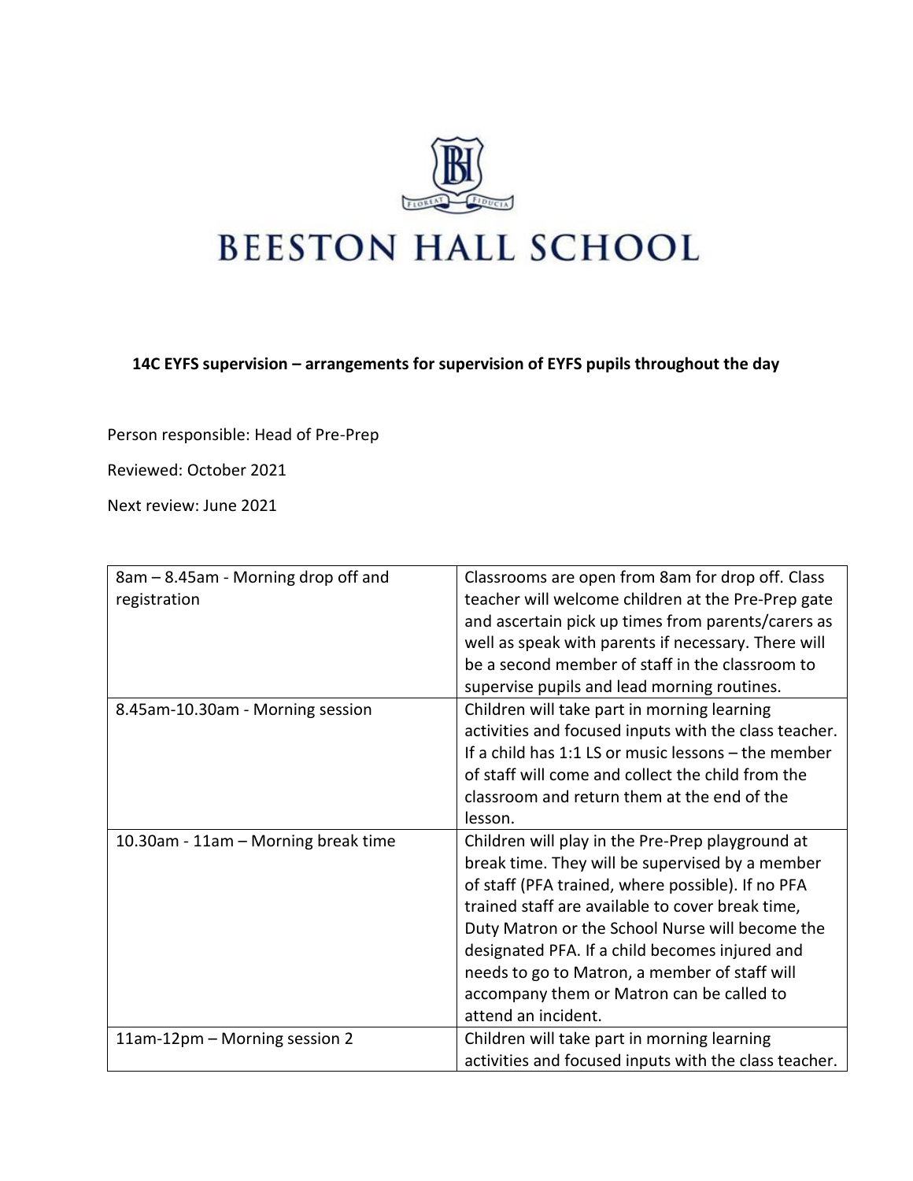# BEESTON HALL SCHOOL

**14C EYFS supervision – arrangements for supervision of EYFS pupils throughout the day**

Person responsible: Head of Pre-Prep

Reviewed: October 2021

Next review: June 2021

| | |
|---|---|
| 8am – 8.45am - Morning drop off and registration | Classrooms are open from 8am for drop off. Class teacher will welcome children at the Pre-Prep gate and ascertain pick up times from parents/carers as well as speak with parents if necessary. There will be a second member of staff in the classroom to supervise pupils and lead morning routines. |
| 8.45am-10.30am - Morning session | Children will take part in morning learning activities and focused inputs with the class teacher. If a child has 1:1 LS or music lessons – the member of staff will come and collect the child from the classroom and return them at the end of the lesson. |
| 10.30am - 11am – Morning break time | Children will play in the Pre-Prep playground at break time. They will be supervised by a member of staff (PFA trained, where possible). If no PFA trained staff are available to cover break time, Duty Matron or the School Nurse will become the designated PFA. If a child becomes injured and needs to go to Matron, a member of staff will accompany them or Matron can be called to attend an incident. |
| 11am-12pm – Morning session 2 | Children will take part in morning learning activities and focused inputs with the class teacher. |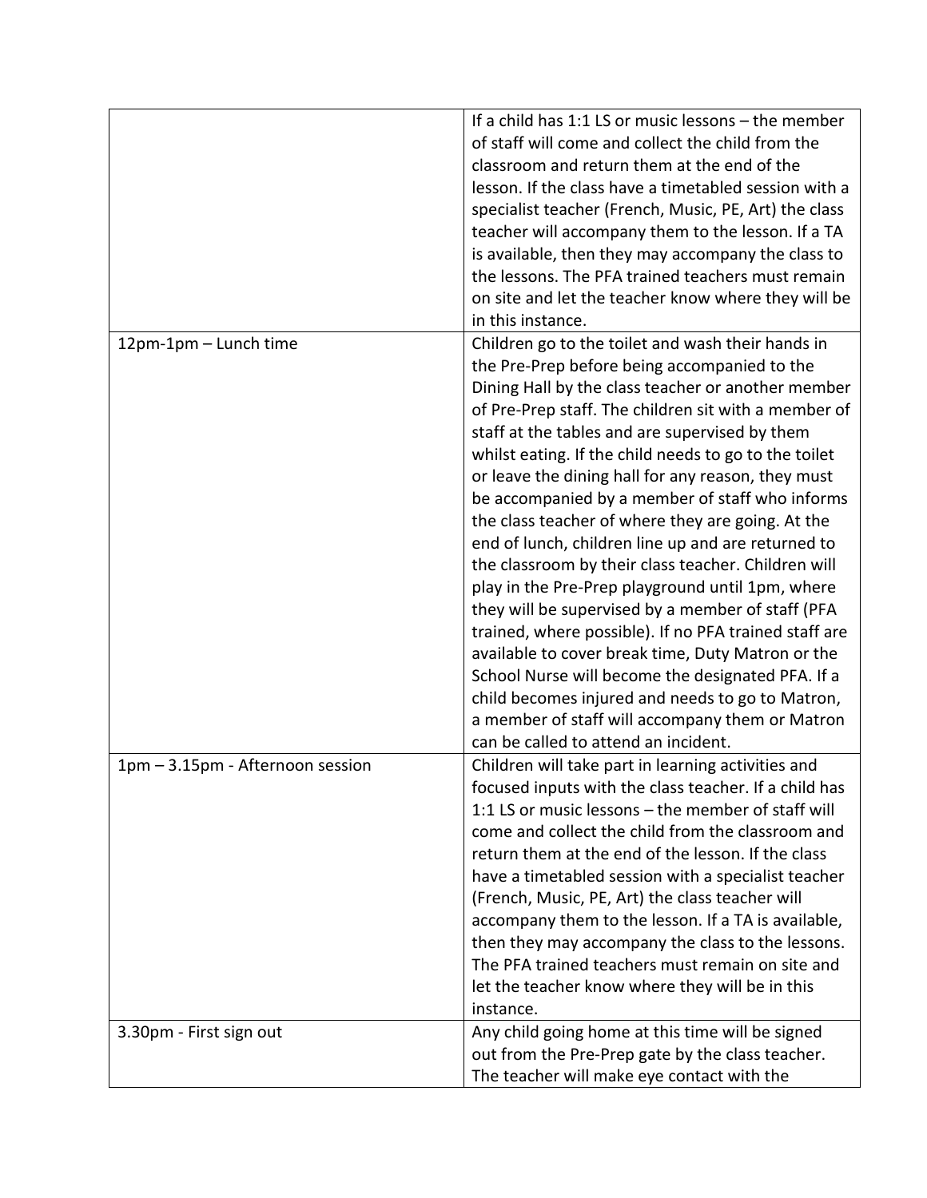| | |
|---|---|
| | If a child has 1:1 LS or music lessons – the member of staff will come and collect the child from the classroom and return them at the end of the lesson. If the class have a timetabled session with a specialist teacher (French, Music, PE, Art) the class teacher will accompany them to the lesson. If a TA is available, then they may accompany the class to the lessons. The PFA trained teachers must remain on site and let the teacher know where they will be in this instance. |
| 12pm-1pm – Lunch time | Children go to the toilet and wash their hands in the Pre-Prep before being accompanied to the Dining Hall by the class teacher or another member of Pre-Prep staff. The children sit with a member of staff at the tables and are supervised by them whilst eating. If the child needs to go to the toilet or leave the dining hall for any reason, they must be accompanied by a member of staff who informs the class teacher of where they are going. At the end of lunch, children line up and are returned to the classroom by their class teacher. Children will play in the Pre-Prep playground until 1pm, where they will be supervised by a member of staff (PFA trained, where possible). If no PFA trained staff are available to cover break time, Duty Matron or the School Nurse will become the designated PFA. If a child becomes injured and needs to go to Matron, a member of staff will accompany them or Matron can be called to attend an incident. |
| 1pm – 3.15pm - Afternoon session | Children will take part in learning activities and focused inputs with the class teacher. If a child has 1:1 LS or music lessons – the member of staff will come and collect the child from the classroom and return them at the end of the lesson. If the class have a timetabled session with a specialist teacher (French, Music, PE, Art) the class teacher will accompany them to the lesson. If a TA is available, then they may accompany the class to the lessons. The PFA trained teachers must remain on site and let the teacher know where they will be in this instance. |
| 3.30pm - First sign out | Any child going home at this time will be signed out from the Pre-Prep gate by the class teacher. The teacher will make eye contact with the |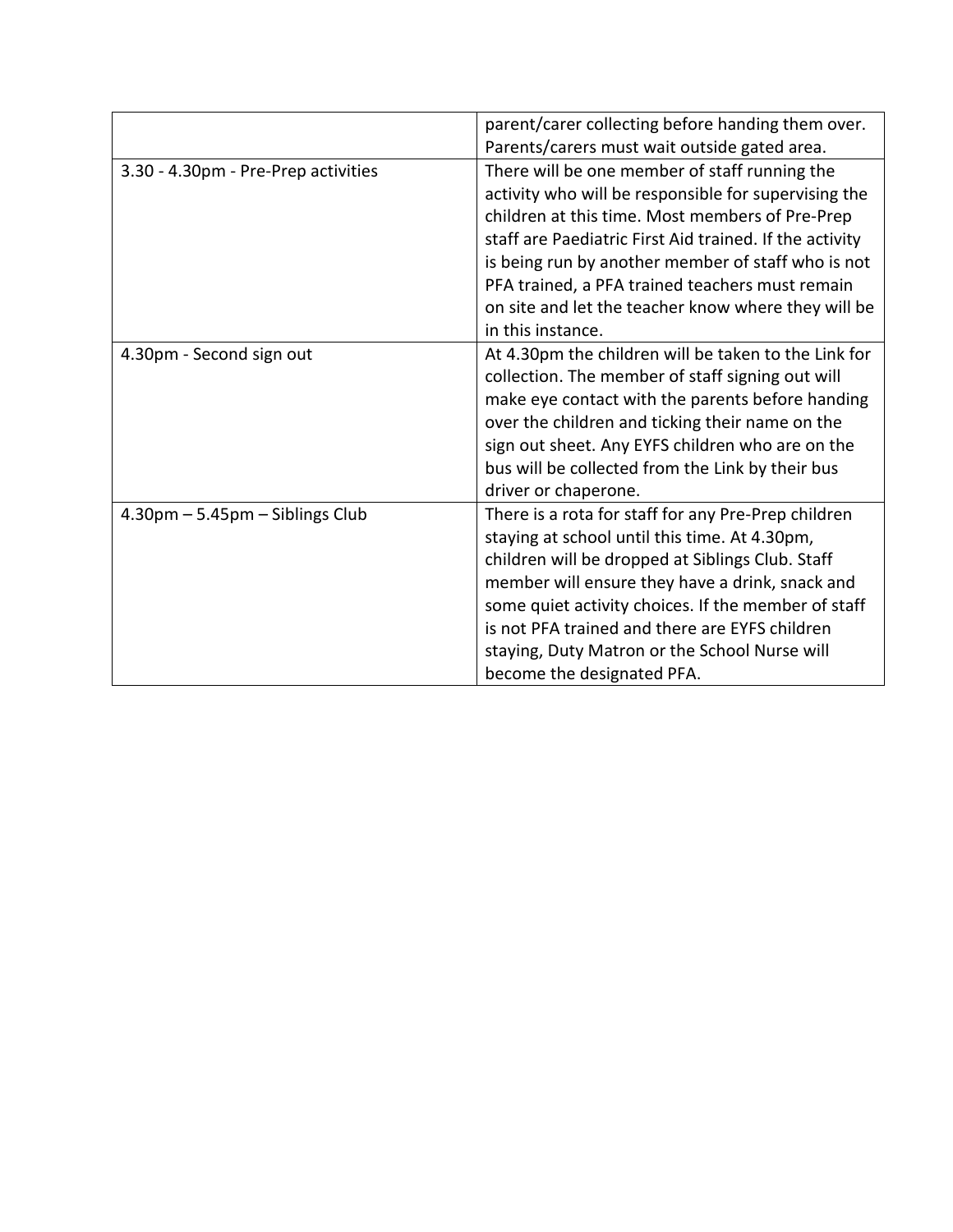| | |
|---|---|
| | parent/carer collecting before handing them over. Parents/carers must wait outside gated area. |
| 3.30 - 4.30pm - Pre-Prep activities | There will be one member of staff running the activity who will be responsible for supervising the children at this time. Most members of Pre-Prep staff are Paediatric First Aid trained. If the activity is being run by another member of staff who is not PFA trained, a PFA trained teachers must remain on site and let the teacher know where they will be in this instance. |
| 4.30pm - Second sign out | At 4.30pm the children will be taken to the Link for collection. The member of staff signing out will make eye contact with the parents before handing over the children and ticking their name on the sign out sheet. Any EYFS children who are on the bus will be collected from the Link by their bus driver or chaperone. |
| 4.30pm – 5.45pm – Siblings Club | There is a rota for staff for any Pre-Prep children staying at school until this time. At 4.30pm, children will be dropped at Siblings Club. Staff member will ensure they have a drink, snack and some quiet activity choices. If the member of staff is not PFA trained and there are EYFS children staying, Duty Matron or the School Nurse will become the designated PFA. |